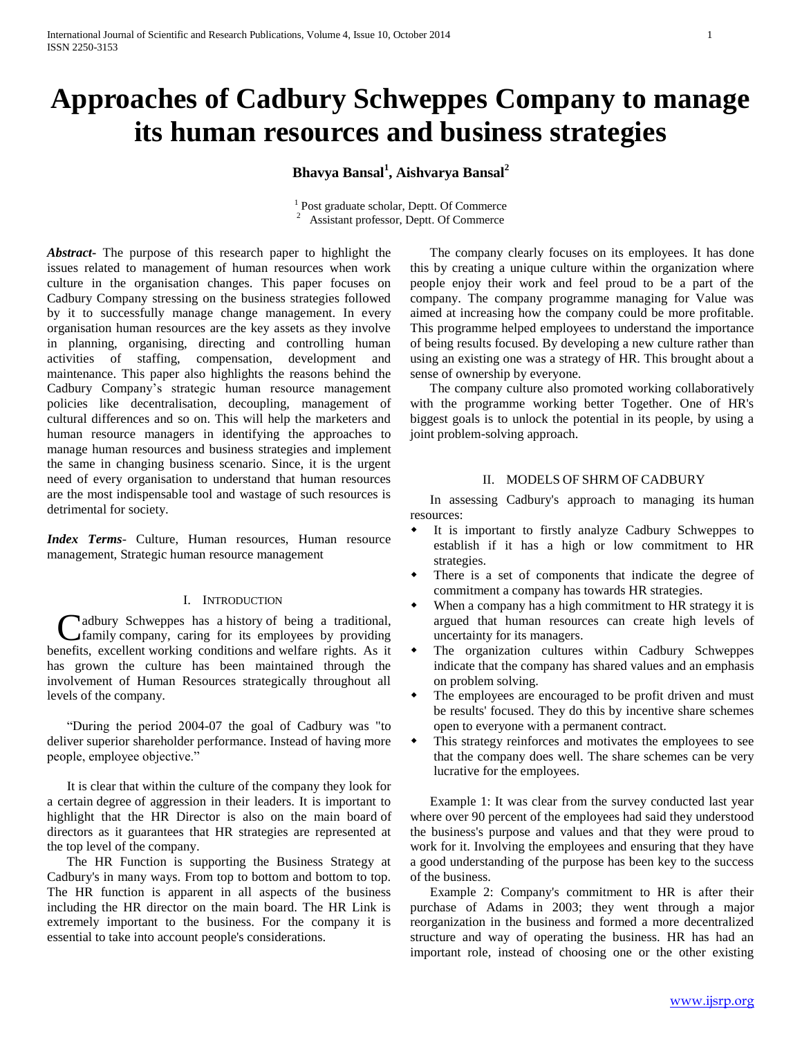# Approaches of Cadbury Schweppes Company to manage its human resources and business strategies

**Bhavya Bansal[1], Aishvarya Bansal[2]**

[1] Post graduate scholar, Deptt. Of Commerce
[2] Assistant professor, Deptt. Of Commerce

***Abstract-*** The purpose of this research paper to highlight the issues related to management of human resources when work culture in the organisation changes. This paper focuses on Cadbury Company stressing on the business strategies followed by it to successfully manage change management. In every organisation human resources are the key assets as they involve in planning, organising, directing and controlling human activities of staffing, compensation, development and maintenance. This paper also highlights the reasons behind the Cadbury Company's strategic human resource management policies like decentralisation, decoupling, management of cultural differences and so on. This will help the marketers and human resource managers in identifying the approaches to manage human resources and business strategies and implement the same in changing business scenario. Since, it is the urgent need of every organisation to understand that human resources are the most indispensable tool and wastage of such resources is detrimental for society.

***Index Terms*-** Culture, Human resources, Human resource management, Strategic human resource management

## I. Introduction

Cadbury Schweppes has a history of being a traditional, family company, caring for its employees by providing benefits, excellent working conditions and welfare rights. As it has grown the culture has been maintained through the involvement of Human Resources strategically throughout all levels of the company.

"During the period 2004-07 the goal of Cadbury was "to deliver superior shareholder performance. Instead of having more people, employee objective."

It is clear that within the culture of the company they look for a certain degree of aggression in their leaders. It is important to highlight that the HR Director is also on the main board of directors as it guarantees that HR strategies are represented at the top level of the company.

The HR Function is supporting the Business Strategy at Cadbury's in many ways. From top to bottom and bottom to top. The HR function is apparent in all aspects of the business including the HR director on the main board. The HR Link is extremely important to the business. For the company it is essential to take into account people's considerations.

The company clearly focuses on its employees. It has done this by creating a unique culture within the organization where people enjoy their work and feel proud to be a part of the company. The company programme managing for Value was aimed at increasing how the company could be more profitable. This programme helped employees to understand the importance of being results focused. By developing a new culture rather than using an existing one was a strategy of HR. This brought about a sense of ownership by everyone.

The company culture also promoted working collaboratively with the programme working better Together. One of HR's biggest goals is to unlock the potential in its people, by using a joint problem-solving approach.

## II. Models of SHRM of Cadbury

In assessing Cadbury's approach to managing its human resources:

- It is important to firstly analyze Cadbury Schweppes to establish if it has a high or low commitment to HR strategies.
- There is a set of components that indicate the degree of commitment a company has towards HR strategies.
- When a company has a high commitment to HR strategy it is argued that human resources can create high levels of uncertainty for its managers.
- The organization cultures within Cadbury Schweppes indicate that the company has shared values and an emphasis on problem solving.
- The employees are encouraged to be profit driven and must be results' focused. They do this by incentive share schemes open to everyone with a permanent contract.
- This strategy reinforces and motivates the employees to see that the company does well. The share schemes can be very lucrative for the employees.

Example 1: It was clear from the survey conducted last year where over 90 percent of the employees had said they understood the business's purpose and values and that they were proud to work for it. Involving the employees and ensuring that they have a good understanding of the purpose has been key to the success of the business.

Example 2: Company's commitment to HR is after their purchase of Adams in 2003; they went through a major reorganization in the business and formed a more decentralized structure and way of operating the business. HR has had an important role, instead of choosing one or the other existing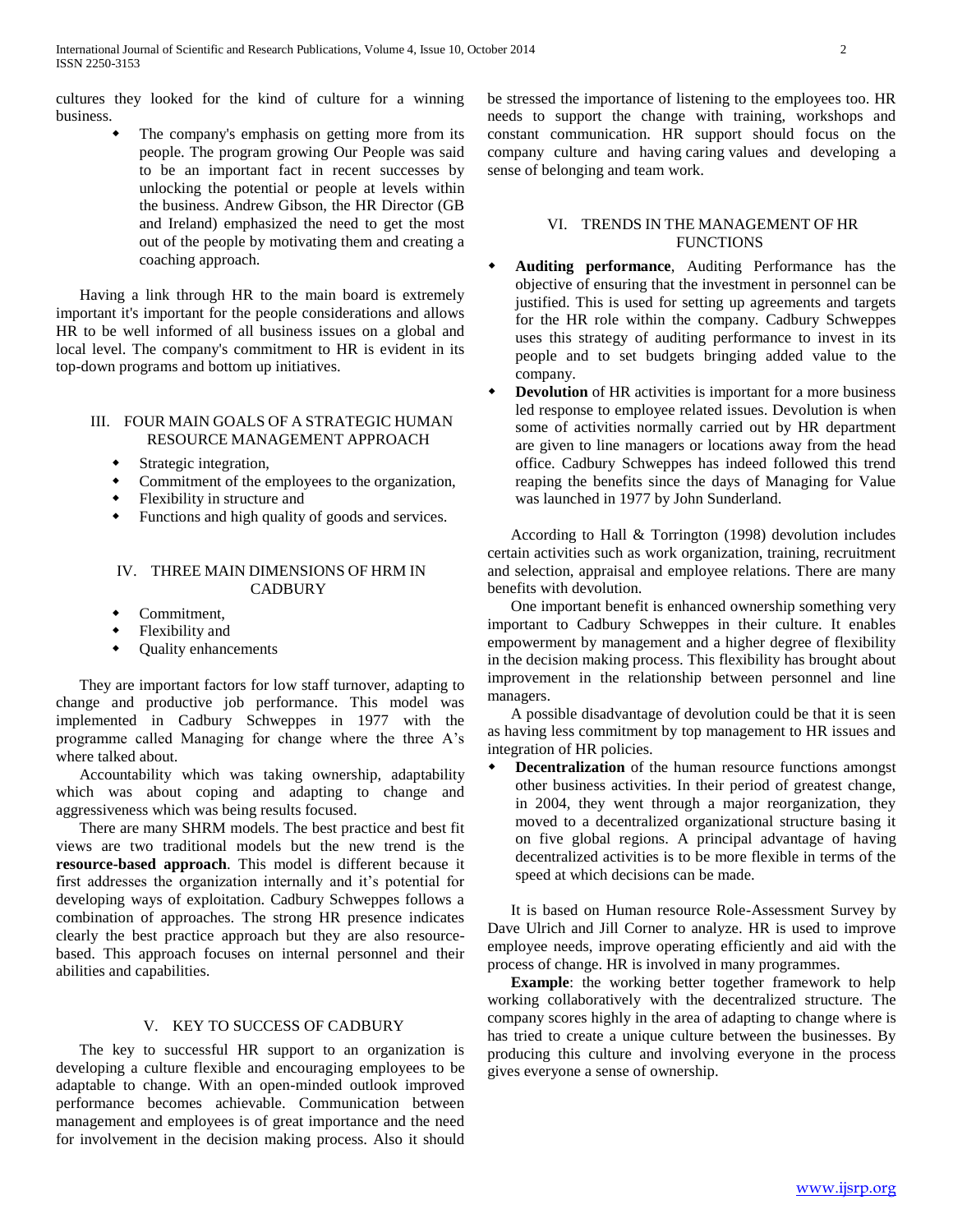cultures they looked for the kind of culture for a winning business.

- The company's emphasis on getting more from its people. The program growing Our People was said to be an important fact in recent successes by unlocking the potential or people at levels within the business. Andrew Gibson, the HR Director (GB and Ireland) emphasized the need to get the most out of the people by motivating them and creating a coaching approach.

Having a link through HR to the main board is extremely important it's important for the people considerations and allows HR to be well informed of all business issues on a global and local level. The company's commitment to HR is evident in its top-down programs and bottom up initiatives.

## III. FOUR MAIN GOALS OF A STRATEGIC HUMAN RESOURCE MANAGEMENT APPROACH

- Strategic integration,
- Commitment of the employees to the organization,
- Flexibility in structure and
- Functions and high quality of goods and services.

## IV. THREE MAIN DIMENSIONS OF HRM IN CADBURY

- Commitment,
- Flexibility and
- Quality enhancements

They are important factors for low staff turnover, adapting to change and productive job performance. This model was implemented in Cadbury Schweppes in 1977 with the programme called Managing for change where the three A's where talked about.

Accountability which was taking ownership, adaptability which was about coping and adapting to change and aggressiveness which was being results focused.

There are many SHRM models. The best practice and best fit views are two traditional models but the new trend is the **resource-based approach**. This model is different because it first addresses the organization internally and it's potential for developing ways of exploitation. Cadbury Schweppes follows a combination of approaches. The strong HR presence indicates clearly the best practice approach but they are also resource-based. This approach focuses on internal personnel and their abilities and capabilities.

## V. KEY TO SUCCESS OF CADBURY

The key to successful HR support to an organization is developing a culture flexible and encouraging employees to be adaptable to change. With an open-minded outlook improved performance becomes achievable. Communication between management and employees is of great importance and the need for involvement in the decision making process. Also it should be stressed the importance of listening to the employees too. HR needs to support the change with training, workshops and constant communication. HR support should focus on the company culture and having caring values and developing a sense of belonging and team work.

## VI. TRENDS IN THE MANAGEMENT OF HR FUNCTIONS

- **Auditing performance**, Auditing Performance has the objective of ensuring that the investment in personnel can be justified. This is used for setting up agreements and targets for the HR role within the company. Cadbury Schweppes uses this strategy of auditing performance to invest in its people and to set budgets bringing added value to the company.
- **Devolution** of HR activities is important for a more business led response to employee related issues. Devolution is when some of activities normally carried out by HR department are given to line managers or locations away from the head office. Cadbury Schweppes has indeed followed this trend reaping the benefits since the days of Managing for Value was launched in 1977 by John Sunderland.

According to Hall & Torrington (1998) devolution includes certain activities such as work organization, training, recruitment and selection, appraisal and employee relations. There are many benefits with devolution.

One important benefit is enhanced ownership something very important to Cadbury Schweppes in their culture. It enables empowerment by management and a higher degree of flexibility in the decision making process. This flexibility has brought about improvement in the relationship between personnel and line managers.

A possible disadvantage of devolution could be that it is seen as having less commitment by top management to HR issues and integration of HR policies.

- **Decentralization** of the human resource functions amongst other business activities. In their period of greatest change, in 2004, they went through a major reorganization, they moved to a decentralized organizational structure basing it on five global regions. A principal advantage of having decentralized activities is to be more flexible in terms of the speed at which decisions can be made.

It is based on Human resource Role-Assessment Survey by Dave Ulrich and Jill Corner to analyze. HR is used to improve employee needs, improve operating efficiently and aid with the process of change. HR is involved in many programmes.

**Example**: the working better together framework to help working collaboratively with the decentralized structure. The company scores highly in the area of adapting to change where is has tried to create a unique culture between the businesses. By producing this culture and involving everyone in the process gives everyone a sense of ownership.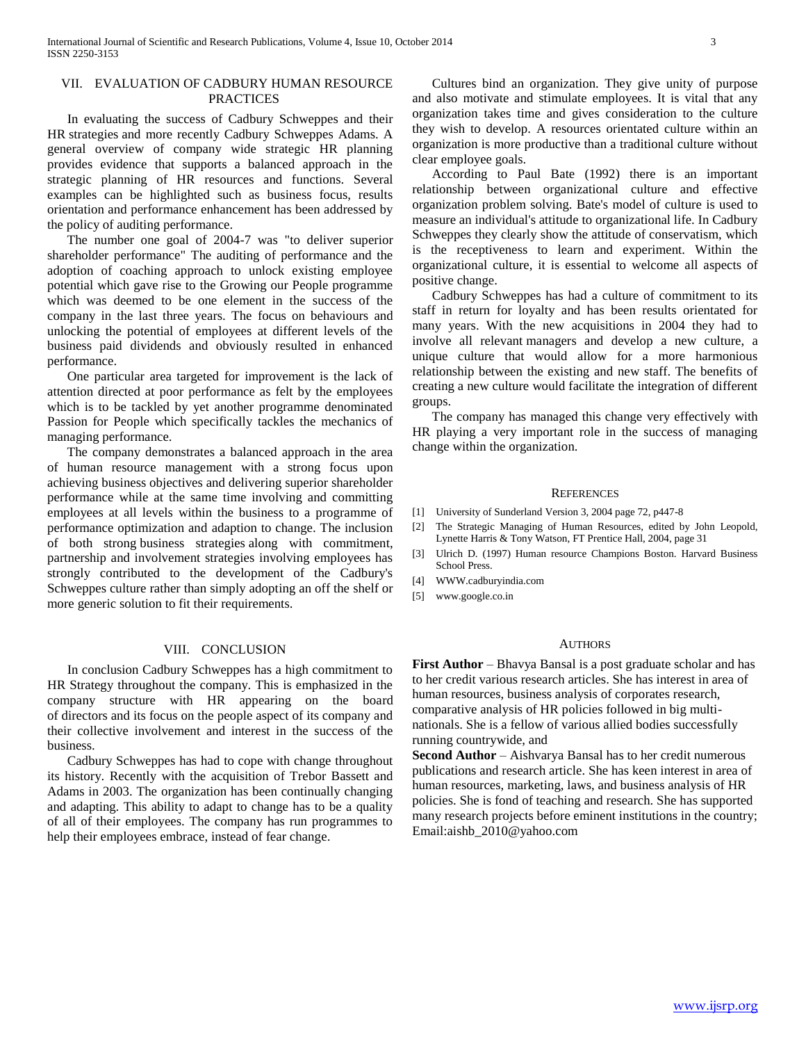## VII. EVALUATION OF CADBURY HUMAN RESOURCE PRACTICES

In evaluating the success of Cadbury Schweppes and their HR strategies and more recently Cadbury Schweppes Adams. A general overview of company wide strategic HR planning provides evidence that supports a balanced approach in the strategic planning of HR resources and functions. Several examples can be highlighted such as business focus, results orientation and performance enhancement has been addressed by the policy of auditing performance.

The number one goal of 2004-7 was "to deliver superior shareholder performance" The auditing of performance and the adoption of coaching approach to unlock existing employee potential which gave rise to the Growing our People programme which was deemed to be one element in the success of the company in the last three years. The focus on behaviours and unlocking the potential of employees at different levels of the business paid dividends and obviously resulted in enhanced performance.

One particular area targeted for improvement is the lack of attention directed at poor performance as felt by the employees which is to be tackled by yet another programme denominated Passion for People which specifically tackles the mechanics of managing performance.

The company demonstrates a balanced approach in the area of human resource management with a strong focus upon achieving business objectives and delivering superior shareholder performance while at the same time involving and committing employees at all levels within the business to a programme of performance optimization and adaption to change. The inclusion of both strong business strategies along with commitment, partnership and involvement strategies involving employees has strongly contributed to the development of the Cadbury's Schweppes culture rather than simply adopting an off the shelf or more generic solution to fit their requirements.

## VIII. CONCLUSION

In conclusion Cadbury Schweppes has a high commitment to HR Strategy throughout the company. This is emphasized in the company structure with HR appearing on the board of directors and its focus on the people aspect of its company and their collective involvement and interest in the success of the business.

Cadbury Schweppes has had to cope with change throughout its history. Recently with the acquisition of Trebor Bassett and Adams in 2003. The organization has been continually changing and adapting. This ability to adapt to change has to be a quality of all of their employees. The company has run programmes to help their employees embrace, instead of fear change.

Cultures bind an organization. They give unity of purpose and also motivate and stimulate employees. It is vital that any organization takes time and gives consideration to the culture they wish to develop. A resources orientated culture within an organization is more productive than a traditional culture without clear employee goals.

According to Paul Bate (1992) there is an important relationship between organizational culture and effective organization problem solving. Bate's model of culture is used to measure an individual's attitude to organizational life. In Cadbury Schweppes they clearly show the attitude of conservatism, which is the receptiveness to learn and experiment. Within the organizational culture, it is essential to welcome all aspects of positive change.

Cadbury Schweppes has had a culture of commitment to its staff in return for loyalty and has been results orientated for many years. With the new acquisitions in 2004 they had to involve all relevant managers and develop a new culture, a unique culture that would allow for a more harmonious relationship between the existing and new staff. The benefits of creating a new culture would facilitate the integration of different groups.

The company has managed this change very effectively with HR playing a very important role in the success of managing change within the organization.

## REFERENCES

[1] University of Sunderland Version 3, 2004 page 72, p447-8

[2] The Strategic Managing of Human Resources, edited by John Leopold, Lynette Harris & Tony Watson, FT Prentice Hall, 2004, page 31

[3] Ulrich D. (1997) Human resource Champions Boston. Harvard Business School Press.

[4] WWW.cadburyindia.com

[5] www.google.co.in

## AUTHORS

**First Author** – Bhavya Bansal is a post graduate scholar and has to her credit various research articles. She has interest in area of human resources, business analysis of corporates research, comparative analysis of HR policies followed in big multi-nationals. She is a fellow of various allied bodies successfully running countrywide, and

**Second Author** – Aishvarya Bansal has to her credit numerous publications and research article. She has keen interest in area of human resources, marketing, laws, and business analysis of HR policies. She is fond of teaching and research. She has supported many research projects before eminent institutions in the country; Email:aishb_2010@yahoo.com